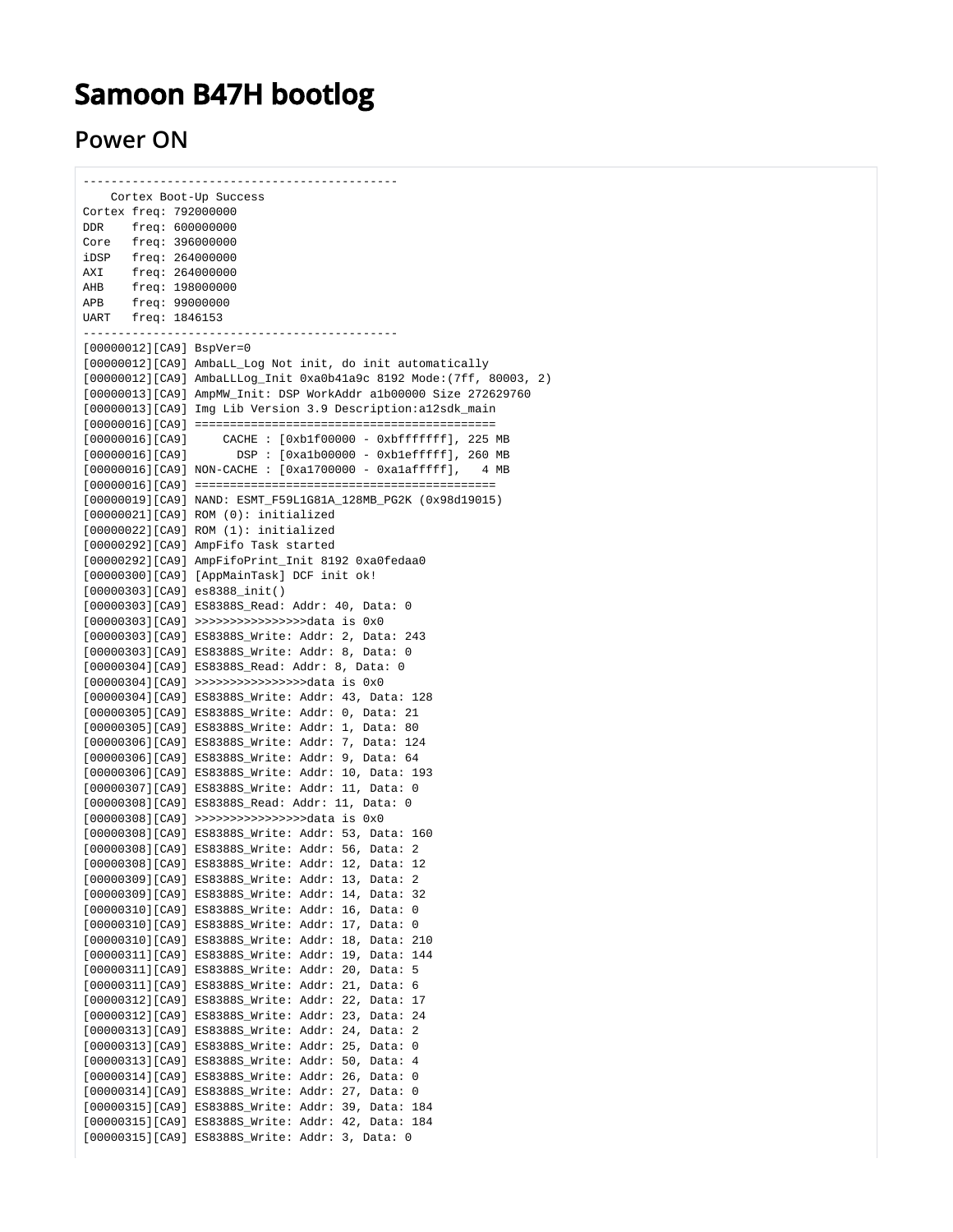# Samoon B47H bootlog

## Power ON

```
---------------------------------------------
    Cortex Boot-Up Success
Cortex freq: 792000000
DDR    freq: 600000000
Core   freq: 396000000
iDSP   freq: 264000000
AXI    freq: 264000000
AHB    freq: 198000000
APB    freq: 99000000
UART   freq: 1846153
---------------------------------------------
[00000012][CA9] BspVer=0
[00000012][CA9] AmbaLL_Log Not init, do init automatically
[00000012][CA9] AmbaLLLog_Init 0xa0b41a9c 8192 Mode:(7ff, 80003, 2)
[00000013][CA9] AmpMW_Init: DSP WorkAddr a1b00000 Size 272629760
[00000013][CA9] Img Lib Version 3.9 Description:a12sdk_main
[00000016][CA9] ==========================================
[00000016][CA9]     CACHE : [0xb1f00000 - 0xbfffffff], 225 MB
[00000016][CA9]       DSP : [0xa1b00000 - 0xb1efffff], 260 MB
[00000016][CA9] NON-CACHE : [0xa1700000 - 0xa1afffff],   4 MB
[00000016][CA9] ==========================================
[00000019][CA9] NAND: ESMT_F59L1G81A_128MB_PG2K (0x98d19015)
[00000021][CA9] ROM (0): initialized
[00000022][CA9] ROM (1): initialized
[00000292][CA9] AmpFifo Task started
[00000292][CA9] AmpFifoPrint_Init 8192 0xa0fedaa0
[00000300][CA9] [AppMainTask] DCF init ok!
[00000303][CA9] es8388_init()
[00000303][CA9] ES8388S_Read: Addr: 40, Data: 0
[00000303][CA9] >>>>>>>>>>>>>>>>data is 0x0
[00000303][CA9] ES8388S_Write: Addr: 2, Data: 243
[00000303][CA9] ES8388S_Write: Addr: 8, Data: 0
[00000304][CA9] ES8388S_Read: Addr: 8, Data: 0
[00000304][CA9] >>>>>>>>>>>>>>>>data is 0x0
[00000304][CA9] ES8388S_Write: Addr: 43, Data: 128
[00000305][CA9] ES8388S_Write: Addr: 0, Data: 21
[00000305][CA9] ES8388S_Write: Addr: 1, Data: 80
[00000306][CA9] ES8388S_Write: Addr: 7, Data: 124
[00000306][CA9] ES8388S_Write: Addr: 9, Data: 64
[00000306][CA9] ES8388S_Write: Addr: 10, Data: 193
[00000307][CA9] ES8388S_Write: Addr: 11, Data: 0
[00000308][CA9] ES8388S_Read: Addr: 11, Data: 0
[00000308][CA9] >>>>>>>>>>>>>>>>data is 0x0
[00000308][CA9] ES8388S_Write: Addr: 53, Data: 160
[00000308][CA9] ES8388S_Write: Addr: 56, Data: 2
[00000308][CA9] ES8388S_Write: Addr: 12, Data: 12
[00000309][CA9] ES8388S_Write: Addr: 13, Data: 2
[00000309][CA9] ES8388S_Write: Addr: 14, Data: 32
[00000310][CA9] ES8388S_Write: Addr: 16, Data: 0
[00000310][CA9] ES8388S_Write: Addr: 17, Data: 0
[00000310][CA9] ES8388S_Write: Addr: 18, Data: 210
[00000311][CA9] ES8388S_Write: Addr: 19, Data: 144
[00000311][CA9] ES8388S_Write: Addr: 20, Data: 5
[00000311][CA9] ES8388S_Write: Addr: 21, Data: 6
[00000312][CA9] ES8388S_Write: Addr: 22, Data: 17
[00000312][CA9] ES8388S_Write: Addr: 23, Data: 24
[00000313][CA9] ES8388S_Write: Addr: 24, Data: 2
[00000313][CA9] ES8388S_Write: Addr: 25, Data: 0
[00000313][CA9] ES8388S_Write: Addr: 50, Data: 4
[00000314][CA9] ES8388S_Write: Addr: 26, Data: 0
[00000314][CA9] ES8388S_Write: Addr: 27, Data: 0
[00000315][CA9] ES8388S_Write: Addr: 39, Data: 184
[00000315][CA9] ES8388S_Write: Addr: 42, Data: 184
[00000315][CA9] ES8388S_Write: Addr: 3, Data: 0
```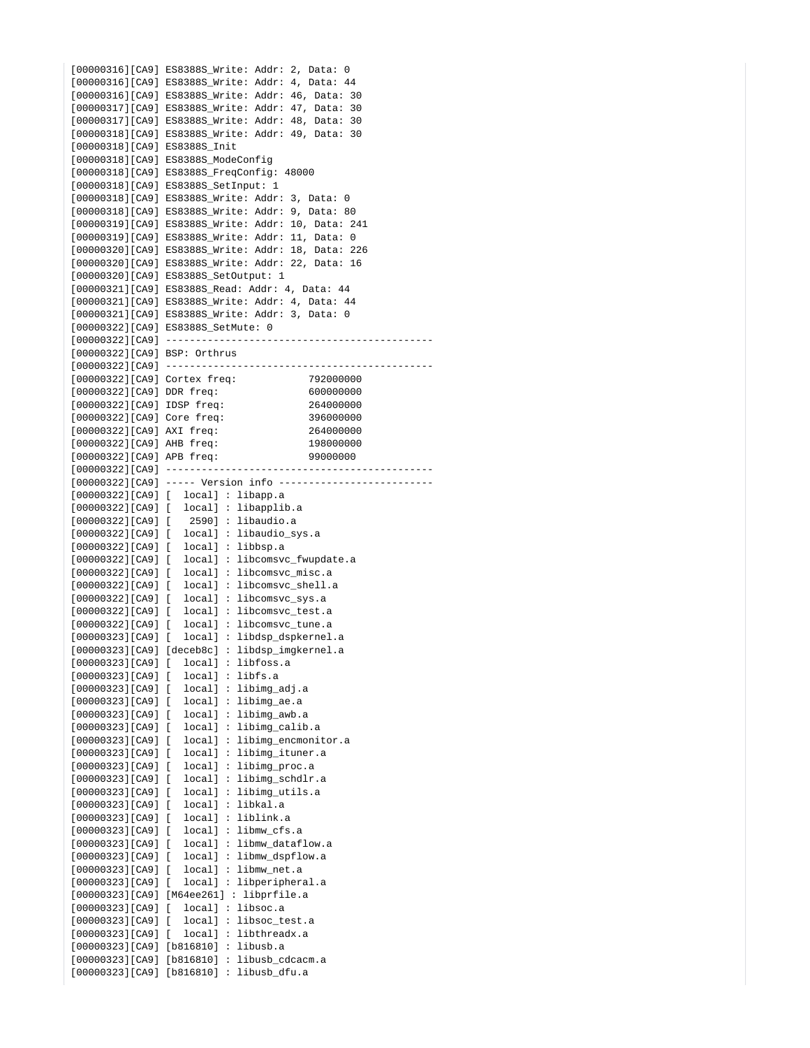```
[00000316][CA9] ES8388S_Write: Addr: 2, Data: 0
[00000316][CA9] ES8388S_Write: Addr: 4, Data: 44
[00000316][CA9] ES8388S_Write: Addr: 46, Data: 30
[00000317][CA9] ES8388S_Write: Addr: 47, Data: 30
[00000317][CA9] ES8388S_Write: Addr: 48, Data: 30
[00000318][CA9] ES8388S_Write: Addr: 49, Data: 30
[00000318][CA9] ES8388S_Init
[00000318][CA9] ES8388S_ModeConfig
[00000318][CA9] ES8388S_FreqConfig: 48000
[00000318][CA9] ES8388S_SetInput: 1
[00000318][CA9] ES8388S_Write: Addr: 3, Data: 0
[00000318][CA9] ES8388S_Write: Addr: 9, Data: 80
[00000319][CA9] ES8388S_Write: Addr: 10, Data: 241
[00000319][CA9] ES8388S_Write: Addr: 11, Data: 0
[00000320][CA9] ES8388S_Write: Addr: 18, Data: 226
[00000320][CA9] ES8388S_Write: Addr: 22, Data: 16
[00000320][CA9] ES8388S_SetOutput: 1
[00000321][CA9] ES8388S_Read: Addr: 4, Data: 44
[00000321][CA9] ES8388S_Write: Addr: 4, Data: 44
[00000321][CA9] ES8388S_Write: Addr: 3, Data: 0
[00000322][CA9] ES8388S_SetMute: 0
[00000322][CA9] --------------------------------------------
[00000322][CA9] BSP: Orthrus
[00000322][CA9] --------------------------------------------
[00000322][CA9] Cortex freq:            792000000
[00000322][CA9] DDR freq:               600000000
[00000322][CA9] IDSP freq:              264000000
[00000322][CA9] Core freq:              396000000
[00000322][CA9] AXI freq:               264000000
[00000322][CA9] AHB freq:               198000000
[00000322][CA9] APB freq:               99000000
[00000322][CA9] --------------------------------------------
[00000322][CA9] ----- Version info -------------------------
[00000322][CA9] [  local] : libapp.a
[00000322][CA9] [  local] : libapplib.a
[00000322][CA9] [   2590] : libaudio.a
[00000322][CA9] [  local] : libaudio_sys.a
[00000322][CA9] [  local] : libbsp.a
[00000322][CA9] [  local] : libcomsvc_fwupdate.a
[00000322][CA9] [  local] : libcomsvc_misc.a
[00000322][CA9] [  local] : libcomsvc_shell.a
[00000322][CA9] [  local] : libcomsvc_sys.a
[00000322][CA9] [  local] : libcomsvc_test.a
[00000322][CA9] [  local] : libcomsvc_tune.a
[00000323][CA9] [  local] : libdsp_dspkernel.a
[00000323][CA9] [deceb8c] : libdsp_imgkernel.a
[00000323][CA9] [  local] : libfoss.a
[00000323][CA9] [  local] : libfs.a
[00000323][CA9] [  local] : libimg_adj.a
[00000323][CA9] [  local] : libimg_ae.a
[00000323][CA9] [  local] : libimg_awb.a
[00000323][CA9] [  local] : libimg_calib.a
[00000323][CA9] [  local] : libimg_encmonitor.a
[00000323][CA9] [  local] : libimg_ituner.a
[00000323][CA9] [  local] : libimg_proc.a
[00000323][CA9] [  local] : libimg_schdlr.a
[00000323][CA9] [  local] : libimg_utils.a
[00000323][CA9] [  local] : libkal.a
[00000323][CA9] [  local] : liblink.a
[00000323][CA9] [  local] : libmw_cfs.a
[00000323][CA9] [  local] : libmw_dataflow.a
[00000323][CA9] [  local] : libmw_dspflow.a
[00000323][CA9] [  local] : libmw_net.a
[00000323][CA9] [  local] : libperipheral.a
[00000323][CA9] [M64ee261] : libprfile.a
[00000323][CA9] [  local] : libsoc.a
[00000323][CA9] [  local] : libsoc_test.a
[00000323][CA9] [  local] : libthreadx.a
[00000323][CA9] [b816810] : libusb.a
[00000323][CA9] [b816810] : libusb_cdcacm.a
[00000323][CA9] [b816810] : libusb_dfu.a
```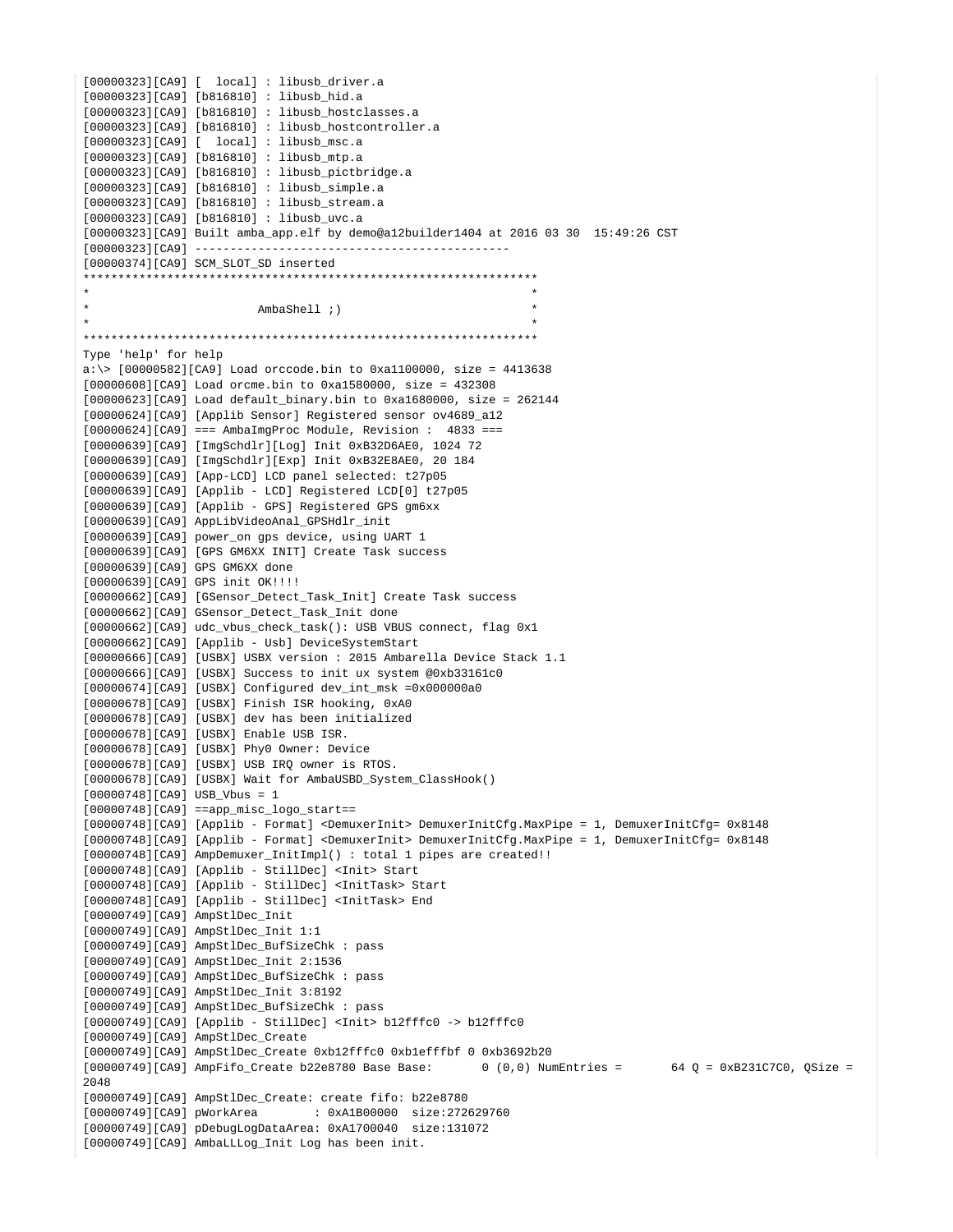```
[00000323][CA9] [  local] : libusb_driver.a
[00000323][CA9] [b816810] : libusb_hid.a
[00000323][CA9] [b816810] : libusb_hostclasses.a
[00000323][CA9] [b816810] : libusb_hostcontroller.a
[00000323][CA9] [  local] : libusb_msc.a
[00000323][CA9] [b816810] : libusb_mtp.a
[00000323][CA9] [b816810] : libusb_pictbridge.a
[00000323][CA9] [b816810] : libusb_simple.a
[00000323][CA9] [b816810] : libusb_stream.a
[00000323][CA9] [b816810] : libusb_uvc.a
[00000323][CA9] Built amba_app.elf by demo@a12builder1404 at 2016 03 30  15:49:26 CST
[00000323][CA9] --------------------------------------------
[00000374][CA9] SCM_SLOT_SD inserted
****************************************************************
*                                                              *
*                        AmbaShell ;)                          *
*                                                              *
****************************************************************
Type 'help' for help
a:\> [00000582][CA9] Load orccode.bin to 0xa1100000, size = 4413638
[00000608][CA9] Load orcme.bin to 0xa1580000, size = 432308
[00000623][CA9] Load default_binary.bin to 0xa1680000, size = 262144
[00000624][CA9] [Applib Sensor] Registered sensor ov4689_a12
[00000624][CA9] === AmbaImgProc Module, Revision :  4833 ===
[00000639][CA9] [ImgSchdlr][Log] Init 0xB32D6AE0, 1024 72
[00000639][CA9] [ImgSchdlr][Exp] Init 0xB32E8AE0, 20 184
[00000639][CA9] [App-LCD] LCD panel selected: t27p05
[00000639][CA9] [Applib - LCD] Registered LCD[0] t27p05
[00000639][CA9] [Applib - GPS] Registered GPS gm6xx
[00000639][CA9] AppLibVideoAnal_GPSHdlr_init
[00000639][CA9] power_on gps device, using UART 1
[00000639][CA9] [GPS GM6XX INIT] Create Task success
[00000639][CA9] GPS GM6XX done
[00000639][CA9] GPS init OK!!!!
[00000662][CA9] [GSensor_Detect_Task_Init] Create Task success
[00000662][CA9] GSensor_Detect_Task_Init done
[00000662][CA9] udc_vbus_check_task(): USB VBUS connect, flag 0x1
[00000662][CA9] [Applib - Usb] DeviceSystemStart
[00000666][CA9] [USBX] USBX version : 2015 Ambarella Device Stack 1.1
[00000666][CA9] [USBX] Success to init ux system @0xb33161c0
[00000674][CA9] [USBX] Configured dev_int_msk =0x000000a0
[00000678][CA9] [USBX] Finish ISR hooking, 0xA0
[00000678][CA9] [USBX] dev has been initialized
[00000678][CA9] [USBX] Enable USB ISR.
[00000678][CA9] [USBX] Phy0 Owner: Device
[00000678][CA9] [USBX] USB IRQ owner is RTOS.
[00000678][CA9] [USBX] Wait for AmbaUSBD_System_ClassHook()
[00000748][CA9] USB_Vbus = 1
[00000748][CA9] ==app_misc_logo_start==
[00000748][CA9] [Applib - Format] <DemuxerInit> DemuxerInitCfg.MaxPipe = 1, DemuxerInitCfg= 0x8148
[00000748][CA9] [Applib - Format] <DemuxerInit> DemuxerInitCfg.MaxPipe = 1, DemuxerInitCfg= 0x8148
[00000748][CA9] AmpDemuxer_InitImpl() : total 1 pipes are created!!
[00000748][CA9] [Applib - StillDec] <Init> Start
[00000748][CA9] [Applib - StillDec] <InitTask> Start
[00000748][CA9] [Applib - StillDec] <InitTask> End
[00000749][CA9] AmpStlDec_Init
[00000749][CA9] AmpStlDec_Init 1:1
[00000749][CA9] AmpStlDec_BufSizeChk : pass
[00000749][CA9] AmpStlDec_Init 2:1536
[00000749][CA9] AmpStlDec_BufSizeChk : pass
[00000749][CA9] AmpStlDec_Init 3:8192
[00000749][CA9] AmpStlDec_BufSizeChk : pass
[00000749][CA9] [Applib - StillDec] <Init> b12fffc0 -> b12fffc0
[00000749][CA9] AmpStlDec_Create
[00000749][CA9] AmpStlDec_Create 0xb12fffc0 0xb1efffbf 0 0xb3692b20
[00000749][CA9] AmpFifo_Create b22e8780 Base Base:       0 (0,0) NumEntries =       64 Q = 0xB231C7C0, QSize =
2048
[00000749][CA9] AmpStlDec_Create: create fifo: b22e8780
[00000749][CA9] pWorkArea        : 0xA1B00000  size:272629760
[00000749][CA9] pDebugLogDataArea: 0xA1700040  size:131072
[00000749][CA9] AmbaLLLog_Init Log has been init.
```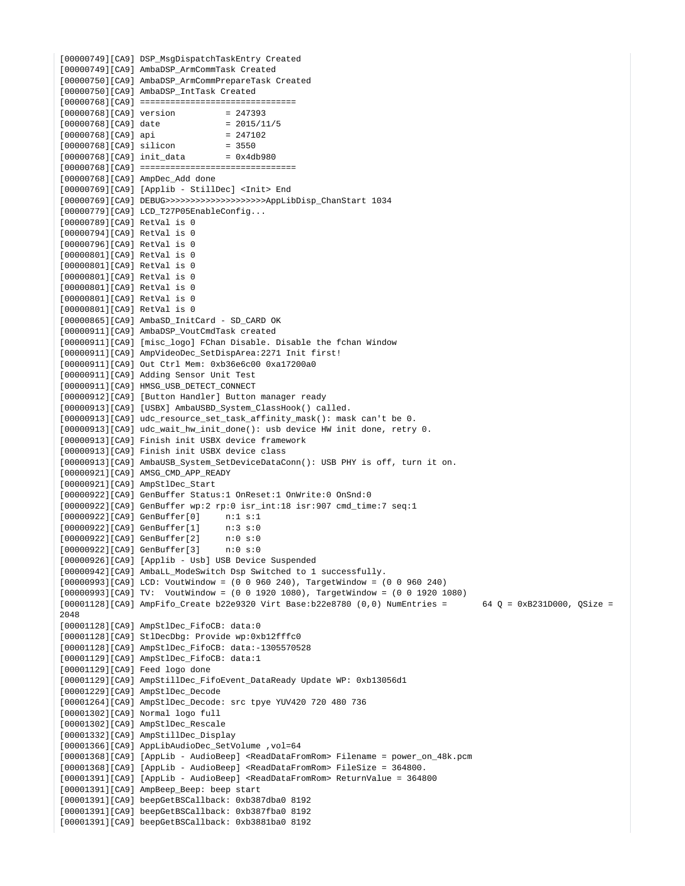```
[00000749][CA9] DSP_MsgDispatchTaskEntry Created
[00000749][CA9] AmbaDSP_ArmCommTask Created
[00000750][CA9] AmbaDSP_ArmCommPrepareTask Created
[00000750][CA9] AmbaDSP_IntTask Created
[00000768][CA9] ===============================
[00000768][CA9] version          = 247393
[00000768][CA9] date             = 2015/11/5
[00000768][CA9] api              = 247102
[00000768][CA9] silicon          = 3550
[00000768][CA9] init_data        = 0x4db980
[00000768][CA9] ===============================
[00000768][CA9] AmpDec_Add done
[00000769][CA9] [Applib - StillDec] <Init> End
[00000769][CA9] DEBUG>>>>>>>>>>>>>>>>>>>>AppLibDisp_ChanStart 1034
[00000779][CA9] LCD_T27P05EnableConfig...
[00000789][CA9] RetVal is 0
[00000794][CA9] RetVal is 0
[00000796][CA9] RetVal is 0
[00000801][CA9] RetVal is 0
[00000801][CA9] RetVal is 0
[00000801][CA9] RetVal is 0
[00000801][CA9] RetVal is 0
[00000801][CA9] RetVal is 0
[00000801][CA9] RetVal is 0
[00000865][CA9] AmbaSD_InitCard - SD_CARD OK
[00000911][CA9] AmbaDSP_VoutCmdTask created
[00000911][CA9] [misc_logo] FChan Disable. Disable the fchan Window
[00000911][CA9] AmpVideoDec_SetDispArea:2271 Init first!
[00000911][CA9] Out Ctrl Mem: 0xb36e6c00 0xa17200a0
[00000911][CA9] Adding Sensor Unit Test
[00000911][CA9] HMSG_USB_DETECT_CONNECT
[00000912][CA9] [Button Handler] Button manager ready
[00000913][CA9] [USBX] AmbaUSBD_System_ClassHook() called.
[00000913][CA9] udc_resource_set_task_affinity_mask(): mask can't be 0.
[00000913][CA9] udc_wait_hw_init_done(): usb device HW init done, retry 0.
[00000913][CA9] Finish init USBX device framework
[00000913][CA9] Finish init USBX device class
[00000913][CA9] AmbaUSB_System_SetDeviceDataConn(): USB PHY is off, turn it on.
[00000921][CA9] AMSG_CMD_APP_READY
[00000921][CA9] AmpStlDec_Start
[00000922][CA9] GenBuffer Status:1 OnReset:1 OnWrite:0 OnSnd:0
[00000922][CA9] GenBuffer wp:2 rp:0 isr_int:18 isr:907 cmd_time:7 seq:1
[00000922][CA9] GenBuffer[0]     n:1 s:1
[00000922][CA9] GenBuffer[1]     n:3 s:0
[00000922][CA9] GenBuffer[2]     n:0 s:0
[00000922][CA9] GenBuffer[3]     n:0 s:0
[00000926][CA9] [Applib - Usb] USB Device Suspended
[00000942][CA9] AmbaLL_ModeSwitch Dsp Switched to 1 successfully.
[00000993][CA9] LCD: VoutWindow = (0 0 960 240), TargetWindow = (0 0 960 240)
[00000993][CA9] TV:  VoutWindow = (0 0 1920 1080), TargetWindow = (0 0 1920 1080)
[00001128][CA9] AmpFifo_Create b22e9320 Virt Base:b22e8780 (0,0) NumEntries =       64 Q = 0xB231D000, QSize =
2048
[00001128][CA9] AmpStlDec_FifoCB: data:0
[00001128][CA9] StlDecDbg: Provide wp:0xb12fffc0
[00001128][CA9] AmpStlDec_FifoCB: data:-1305570528
[00001129][CA9] AmpStlDec_FifoCB: data:1
[00001129][CA9] Feed logo done
[00001129][CA9] AmpStillDec_FifoEvent_DataReady Update WP: 0xb13056d1
[00001229][CA9] AmpStlDec_Decode
[00001264][CA9] AmpStlDec_Decode: src tpye YUV420 720 480 736
[00001302][CA9] Normal logo full
[00001302][CA9] AmpStlDec_Rescale
[00001332][CA9] AmpStillDec_Display
[00001366][CA9] AppLibAudioDec_SetVolume ,vol=64
[00001368][CA9] [AppLib - AudioBeep] <ReadDataFromRom> Filename = power_on_48k.pcm
[00001368][CA9] [AppLib - AudioBeep] <ReadDataFromRom> FileSize = 364800.
[00001391][CA9] [AppLib - AudioBeep] <ReadDataFromRom> ReturnValue = 364800
[00001391][CA9] AmpBeep_Beep: beep start
[00001391][CA9] beepGetBSCallback: 0xb387dba0 8192
[00001391][CA9] beepGetBSCallback: 0xb387fba0 8192
[00001391][CA9] beepGetBSCallback: 0xb3881ba0 8192
```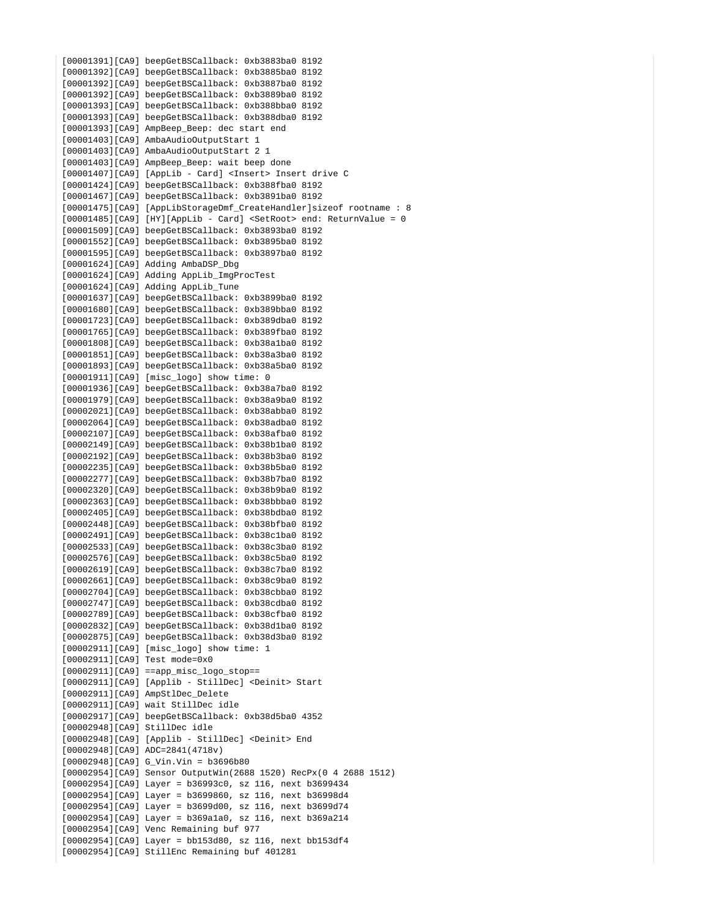```
[00001391][CA9] beepGetBSCallback: 0xb3883ba0 8192
[00001392][CA9] beepGetBSCallback: 0xb3885ba0 8192
[00001392][CA9] beepGetBSCallback: 0xb3887ba0 8192
[00001392][CA9] beepGetBSCallback: 0xb3889ba0 8192
[00001393][CA9] beepGetBSCallback: 0xb388bba0 8192
[00001393][CA9] beepGetBSCallback: 0xb388dba0 8192
[00001393][CA9] AmpBeep_Beep: dec start end
[00001403][CA9] AmbaAudioOutputStart 1
[00001403][CA9] AmbaAudioOutputStart 2 1
[00001403][CA9] AmpBeep_Beep: wait beep done
[00001407][CA9] [AppLib - Card] <Insert> Insert drive C
[00001424][CA9] beepGetBSCallback: 0xb388fba0 8192
[00001467][CA9] beepGetBSCallback: 0xb3891ba0 8192
[00001475][CA9] [AppLibStorageDmf_CreateHandler]sizeof rootname : 8
[00001485][CA9] [HY][AppLib - Card] <SetRoot> end: ReturnValue = 0
[00001509][CA9] beepGetBSCallback: 0xb3893ba0 8192
[00001552][CA9] beepGetBSCallback: 0xb3895ba0 8192
[00001595][CA9] beepGetBSCallback: 0xb3897ba0 8192
[00001624][CA9] Adding AmbaDSP_Dbg
[00001624][CA9] Adding AppLib_ImgProcTest
[00001624][CA9] Adding AppLib_Tune
[00001637][CA9] beepGetBSCallback: 0xb3899ba0 8192
[00001680][CA9] beepGetBSCallback: 0xb389bba0 8192
[00001723][CA9] beepGetBSCallback: 0xb389dba0 8192
[00001765][CA9] beepGetBSCallback: 0xb389fba0 8192
[00001808][CA9] beepGetBSCallback: 0xb38a1ba0 8192
[00001851][CA9] beepGetBSCallback: 0xb38a3ba0 8192
[00001893][CA9] beepGetBSCallback: 0xb38a5ba0 8192
[00001911][CA9] [misc_logo] show time: 0
[00001936][CA9] beepGetBSCallback: 0xb38a7ba0 8192
[00001979][CA9] beepGetBSCallback: 0xb38a9ba0 8192
[00002021][CA9] beepGetBSCallback: 0xb38abba0 8192
[00002064][CA9] beepGetBSCallback: 0xb38adba0 8192
[00002107][CA9] beepGetBSCallback: 0xb38afba0 8192
[00002149][CA9] beepGetBSCallback: 0xb38b1ba0 8192
[00002192][CA9] beepGetBSCallback: 0xb38b3ba0 8192
[00002235][CA9] beepGetBSCallback: 0xb38b5ba0 8192
[00002277][CA9] beepGetBSCallback: 0xb38b7ba0 8192
[00002320][CA9] beepGetBSCallback: 0xb38b9ba0 8192
[00002363][CA9] beepGetBSCallback: 0xb38bbba0 8192
[00002405][CA9] beepGetBSCallback: 0xb38bdba0 8192
[00002448][CA9] beepGetBSCallback: 0xb38bfba0 8192
[00002491][CA9] beepGetBSCallback: 0xb38c1ba0 8192
[00002533][CA9] beepGetBSCallback: 0xb38c3ba0 8192
[00002576][CA9] beepGetBSCallback: 0xb38c5ba0 8192
[00002619][CA9] beepGetBSCallback: 0xb38c7ba0 8192
[00002661][CA9] beepGetBSCallback: 0xb38c9ba0 8192
[00002704][CA9] beepGetBSCallback: 0xb38cbba0 8192
[00002747][CA9] beepGetBSCallback: 0xb38cdba0 8192
[00002789][CA9] beepGetBSCallback: 0xb38cfba0 8192
[00002832][CA9] beepGetBSCallback: 0xb38d1ba0 8192
[00002875][CA9] beepGetBSCallback: 0xb38d3ba0 8192
[00002911][CA9] [misc_logo] show time: 1
[00002911][CA9] Test mode=0x0
[00002911][CA9] ==app_misc_logo_stop==
[00002911][CA9] [Applib - StillDec] <Deinit> Start
[00002911][CA9] AmpStlDec_Delete
[00002911][CA9] wait StillDec idle
[00002917][CA9] beepGetBSCallback: 0xb38d5ba0 4352
[00002948][CA9] StillDec idle
[00002948][CA9] [Applib - StillDec] <Deinit> End
[00002948][CA9] ADC=2841(4718v)
[00002948][CA9] G_Vin.Vin = b3696b80
[00002954][CA9] Sensor OutputWin(2688 1520) RecPx(0 4 2688 1512)
[00002954][CA9] Layer = b36993c0, sz 116, next b3699434
[00002954][CA9] Layer = b3699860, sz 116, next b36998d4
[00002954][CA9] Layer = b3699d00, sz 116, next b3699d74
[00002954][CA9] Layer = b369a1a0, sz 116, next b369a214
[00002954][CA9] Venc Remaining buf 977
[00002954][CA9] Layer = bb153d80, sz 116, next bb153df4
[00002954][CA9] StillEnc Remaining buf 401281
```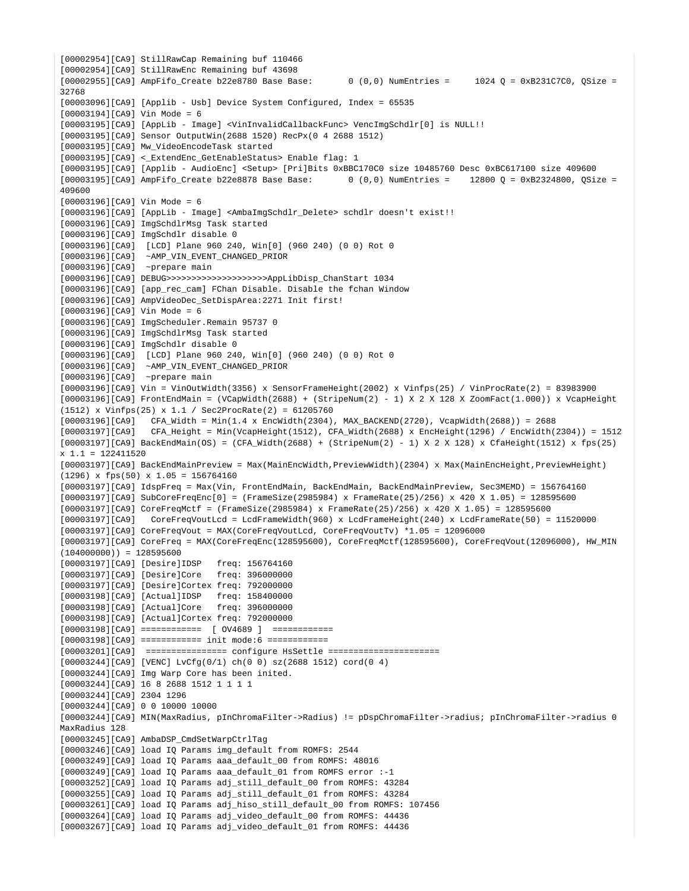```
[00002954][CA9] StillRawCap Remaining buf 110466
[00002954][CA9] StillRawEnc Remaining buf 43698
[00002955][CA9] AmpFifo_Create b22e8780 Base Base:       0 (0,0) NumEntries =     1024 Q = 0xB231C7C0, QSize =
32768
[00003096][CA9] [Applib - Usb] Device System Configured, Index = 65535
[00003194][CA9] Vin Mode = 6
[00003195][CA9] [AppLib - Image] <VinInvalidCallbackFunc> VencImgSchdlr[0] is NULL!!
[00003195][CA9] Sensor OutputWin(2688 1520) RecPx(0 4 2688 1512)
[00003195][CA9] Mw_VideoEncodeTask started
[00003195][CA9] <_ExtendEnc_GetEnableStatus> Enable flag: 1
[00003195][CA9] [Applib - AudioEnc] <Setup> [Pri]Bits 0xBBC170C0 size 10485760 Desc 0xBC617100 size 409600
[00003195][CA9] AmpFifo_Create b22e8878 Base Base:       0 (0,0) NumEntries =    12800 Q = 0xB2324800, QSize =
409600
[00003196][CA9] Vin Mode = 6
[00003196][CA9] [AppLib - Image] <AmbaImgSchdlr_Delete> schdlr doesn't exist!!
[00003196][CA9] ImgSchdlrMsg Task started
[00003196][CA9] ImgSchdlr disable 0
[00003196][CA9]  [LCD] Plane 960 240, Win[0] (960 240) (0 0) Rot 0
[00003196][CA9]  ~AMP_VIN_EVENT_CHANGED_PRIOR
[00003196][CA9]  ~prepare main
[00003196][CA9] DEBUG>>>>>>>>>>>>>>>>>>>AppLibDisp_ChanStart 1034
[00003196][CA9] [app_rec_cam] FChan Disable. Disable the fchan Window
[00003196][CA9] AmpVideoDec_SetDispArea:2271 Init first!
[00003196][CA9] Vin Mode = 6
[00003196][CA9] ImgScheduler.Remain 95737 0
[00003196][CA9] ImgSchdlrMsg Task started
[00003196][CA9] ImgSchdlr disable 0
[00003196][CA9]  [LCD] Plane 960 240, Win[0] (960 240) (0 0) Rot 0
[00003196][CA9]  ~AMP_VIN_EVENT_CHANGED_PRIOR
[00003196][CA9]  ~prepare main
[00003196][CA9] Vin = VinOutWidth(3356) x SensorFrameHeight(2002) x Vinfps(25) / VinProcRate(2) = 83983900
[00003196][CA9] FrontEndMain = (VCapWidth(2688) + (StripeNum(2) - 1) X 2 X 128 X ZoomFact(1.000)) x VcapHeight
(1512) x Vinfps(25) x 1.1 / Sec2ProcRate(2) = 61205760
[00003196][CA9]   CFA_Width = Min(1.4 x EncWidth(2304), MAX_BACKEND(2720), VcapWidth(2688)) = 2688
[00003197][CA9]   CFA_Height = Min(VcapHeight(1512), CFA_Width(2688) x EncHeight(1296) / EncWidth(2304)) = 1512
[00003197][CA9] BackEndMain(OS) = (CFA_Width(2688) + (StripeNum(2) - 1) X 2 X 128) x CfaHeight(1512) x fps(25)
x 1.1 = 122411520
[00003197][CA9] BackEndMainPreview = Max(MainEncWidth,PreviewWidth)(2304) x Max(MainEncHeight,PreviewHeight)
(1296) x fps(50) x 1.05 = 156764160
[00003197][CA9] IdspFreq = Max(Vin, FrontEndMain, BackEndMain, BackEndMainPreview, Sec3MEMD) = 156764160
[00003197][CA9] SubCoreFreqEnc[0] = (FrameSize(2985984) x FrameRate(25)/256) x 420 X 1.05) = 128595600
[00003197][CA9] CoreFreqMctf = (FrameSize(2985984) x FrameRate(25)/256) x 420 X 1.05) = 128595600
[00003197][CA9]   CoreFreqVoutLcd = LcdFrameWidth(960) x LcdFrameHeight(240) x LcdFrameRate(50) = 11520000
[00003197][CA9] CoreFreqVout = MAX(CoreFreqVoutLcd, CoreFreqVoutTv) *1.05 = 12096000
[00003197][CA9] CoreFreq = MAX(CoreFreqEnc(128595600), CoreFreqMctf(128595600), CoreFreqVout(12096000), HW_MIN
(104000000)) = 128595600
[00003197][CA9] [Desire]IDSP   freq: 156764160
[00003197][CA9] [Desire]Core   freq: 396000000
[00003197][CA9] [Desire]Cortex freq: 792000000
[00003198][CA9] [Actual]IDSP   freq: 158400000
[00003198][CA9] [Actual]Core   freq: 396000000
[00003198][CA9] [Actual]Cortex freq: 792000000
[00003198][CA9] ============  [ OV4689 ]  ============
[00003198][CA9] ============ init mode:6 ============
[00003201][CA9]  ================ configure HsSettle ======================
[00003244][CA9] [VENC] LvCfg(0/1) ch(0 0) sz(2688 1512) cord(0 4)
[00003244][CA9] Img Warp Core has been inited.
[00003244][CA9] 16 8 2688 1512 1 1 1 1
[00003244][CA9] 2304 1296
[00003244][CA9] 0 0 10000 10000
[00003244][CA9] MIN(MaxRadius, pInChromaFilter->Radius) != pDspChromaFilter->radius; pInChromaFilter->radius 0
MaxRadius 128
[00003245][CA9] AmbaDSP_CmdSetWarpCtrlTag
[00003246][CA9] load IQ Params img_default from ROMFS: 2544
[00003249][CA9] load IQ Params aaa_default_00 from ROMFS: 48016
[00003249][CA9] load IQ Params aaa_default_01 from ROMFS error :-1
[00003252][CA9] load IQ Params adj_still_default_00 from ROMFS: 43284
[00003255][CA9] load IQ Params adj_still_default_01 from ROMFS: 43284
[00003261][CA9] load IQ Params adj_hiso_still_default_00 from ROMFS: 107456
[00003264][CA9] load IQ Params adj_video_default_00 from ROMFS: 44436
[00003267][CA9] load IQ Params adj_video_default_01 from ROMFS: 44436
```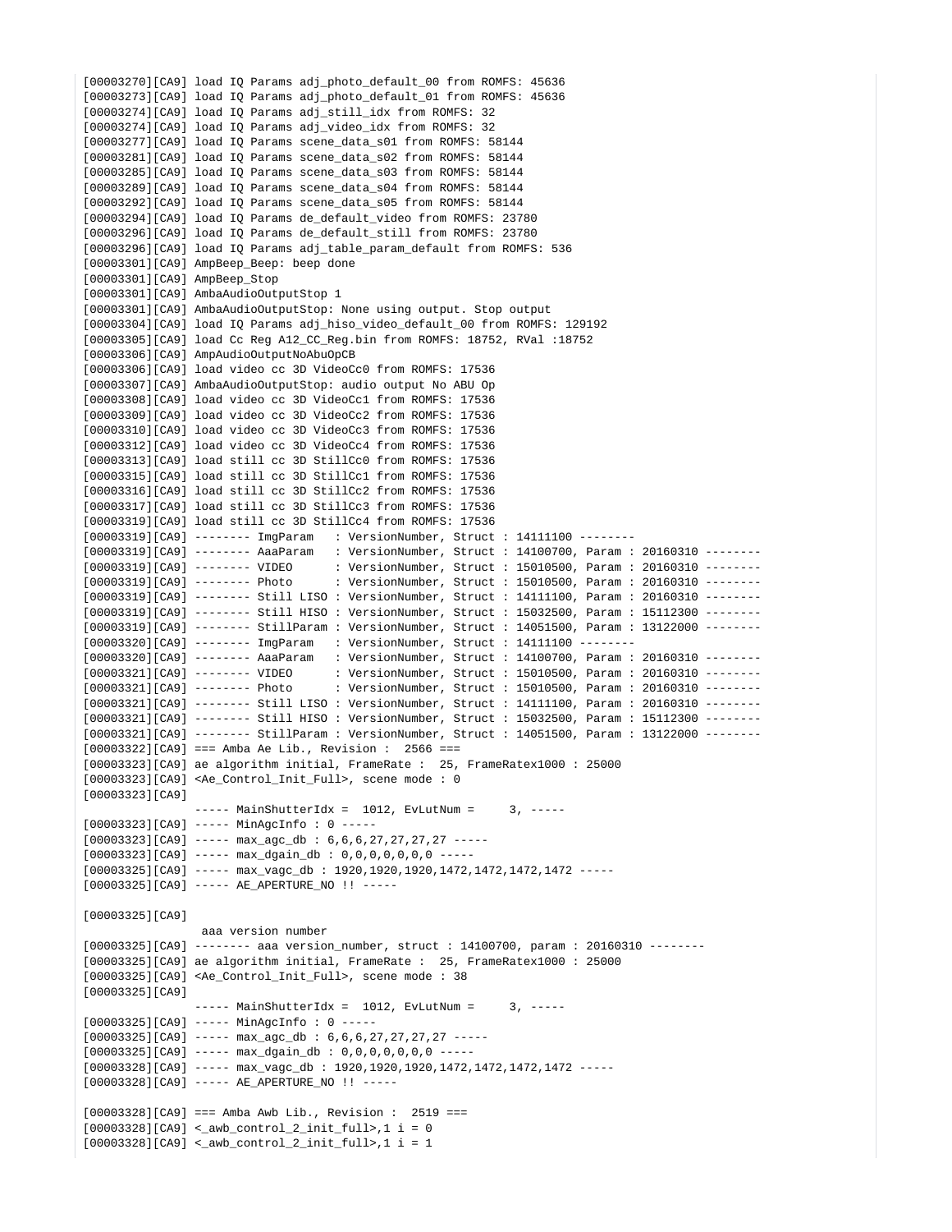```
[00003270][CA9] load IQ Params adj_photo_default_00 from ROMFS: 45636
[00003273][CA9] load IQ Params adj_photo_default_01 from ROMFS: 45636
[00003274][CA9] load IQ Params adj_still_idx from ROMFS: 32
[00003274][CA9] load IQ Params adj_video_idx from ROMFS: 32
[00003277][CA9] load IQ Params scene_data_s01 from ROMFS: 58144
[00003281][CA9] load IQ Params scene_data_s02 from ROMFS: 58144
[00003285][CA9] load IQ Params scene_data_s03 from ROMFS: 58144
[00003289][CA9] load IQ Params scene_data_s04 from ROMFS: 58144
[00003292][CA9] load IQ Params scene_data_s05 from ROMFS: 58144
[00003294][CA9] load IQ Params de_default_video from ROMFS: 23780
[00003296][CA9] load IQ Params de_default_still from ROMFS: 23780
[00003296][CA9] load IQ Params adj_table_param_default from ROMFS: 536
[00003301][CA9] AmpBeep_Beep: beep done
[00003301][CA9] AmpBeep_Stop
[00003301][CA9] AmbaAudioOutputStop 1
[00003301][CA9] AmbaAudioOutputStop: None using output. Stop output
[00003304][CA9] load IQ Params adj_hiso_video_default_00 from ROMFS: 129192
[00003305][CA9] load Cc Reg A12_CC_Reg.bin from ROMFS: 18752, RVal :18752
[00003306][CA9] AmpAudioOutputNoAbuOpCB
[00003306][CA9] load video cc 3D VideoCc0 from ROMFS: 17536
[00003307][CA9] AmbaAudioOutputStop: audio output No ABU Op
[00003308][CA9] load video cc 3D VideoCc1 from ROMFS: 17536
[00003309][CA9] load video cc 3D VideoCc2 from ROMFS: 17536
[00003310][CA9] load video cc 3D VideoCc3 from ROMFS: 17536
[00003312][CA9] load video cc 3D VideoCc4 from ROMFS: 17536
[00003313][CA9] load still cc 3D StillCc0 from ROMFS: 17536
[00003315][CA9] load still cc 3D StillCc1 from ROMFS: 17536
[00003316][CA9] load still cc 3D StillCc2 from ROMFS: 17536
[00003317][CA9] load still cc 3D StillCc3 from ROMFS: 17536
[00003319][CA9] load still cc 3D StillCc4 from ROMFS: 17536
[00003319][CA9] -------- ImgParam   : VersionNumber, Struct : 14111100 --------
[00003319][CA9] -------- AaaParam   : VersionNumber, Struct : 14100700, Param : 20160310 --------
[00003319][CA9] -------- VIDEO      : VersionNumber, Struct : 15010500, Param : 20160310 --------
[00003319][CA9] -------- Photo      : VersionNumber, Struct : 15010500, Param : 20160310 --------
[00003319][CA9] -------- Still LISO : VersionNumber, Struct : 14111100, Param : 20160310 --------
[00003319][CA9] -------- Still HISO : VersionNumber, Struct : 15032500, Param : 15112300 --------
[00003319][CA9] -------- StillParam : VersionNumber, Struct : 14051500, Param : 13122000 --------
[00003320][CA9] -------- ImgParam   : VersionNumber, Struct : 14111100 --------
[00003320][CA9] -------- AaaParam   : VersionNumber, Struct : 14100700, Param : 20160310 --------
[00003321][CA9] -------- VIDEO      : VersionNumber, Struct : 15010500, Param : 20160310 --------
[00003321][CA9] -------- Photo      : VersionNumber, Struct : 15010500, Param : 20160310 --------
[00003321][CA9] -------- Still LISO : VersionNumber, Struct : 14111100, Param : 20160310 --------
[00003321][CA9] -------- Still HISO : VersionNumber, Struct : 15032500, Param : 15112300 --------
[00003321][CA9] -------- StillParam : VersionNumber, Struct : 14051500, Param : 13122000 --------
[00003322][CA9] === Amba Ae Lib., Revision :  2566 ===
[00003323][CA9] ae algorithm initial, FrameRate :  25, FrameRatex1000 : 25000
[00003323][CA9] <Ae_Control_Init_Full>, scene mode : 0
[00003323][CA9]
                ----- MainShutterIdx =  1012, EvLutNum =     3, -----
[00003323][CA9] ----- MinAgcInfo : 0 -----
[00003323][CA9] ----- max_agc_db : 6,6,6,27,27,27,27 -----
[00003323][CA9] ----- max_dgain_db : 0,0,0,0,0,0,0 -----
[00003325][CA9] ----- max_vagc_db : 1920,1920,1920,1472,1472,1472,1472 -----
[00003325][CA9] ----- AE_APERTURE_NO !! -----

[00003325][CA9]
                 aaa version number
[00003325][CA9] -------- aaa version_number, struct : 14100700, param : 20160310 --------
[00003325][CA9] ae algorithm initial, FrameRate :  25, FrameRatex1000 : 25000
[00003325][CA9] <Ae_Control_Init_Full>, scene mode : 38
[00003325][CA9]
                ----- MainShutterIdx =  1012, EvLutNum =     3, -----
[00003325][CA9] ----- MinAgcInfo : 0 -----
[00003325][CA9] ----- max_agc_db : 6,6,6,27,27,27,27 -----
[00003325][CA9] ----- max_dgain_db : 0,0,0,0,0,0,0 -----
[00003328][CA9] ----- max_vagc_db : 1920,1920,1920,1472,1472,1472,1472 -----
[00003328][CA9] ----- AE_APERTURE_NO !! -----

[00003328][CA9] === Amba Awb Lib., Revision :  2519 ===
[00003328][CA9] <_awb_control_2_init_full>,1 i = 0
[00003328][CA9] <_awb_control_2_init_full>,1 i = 1
```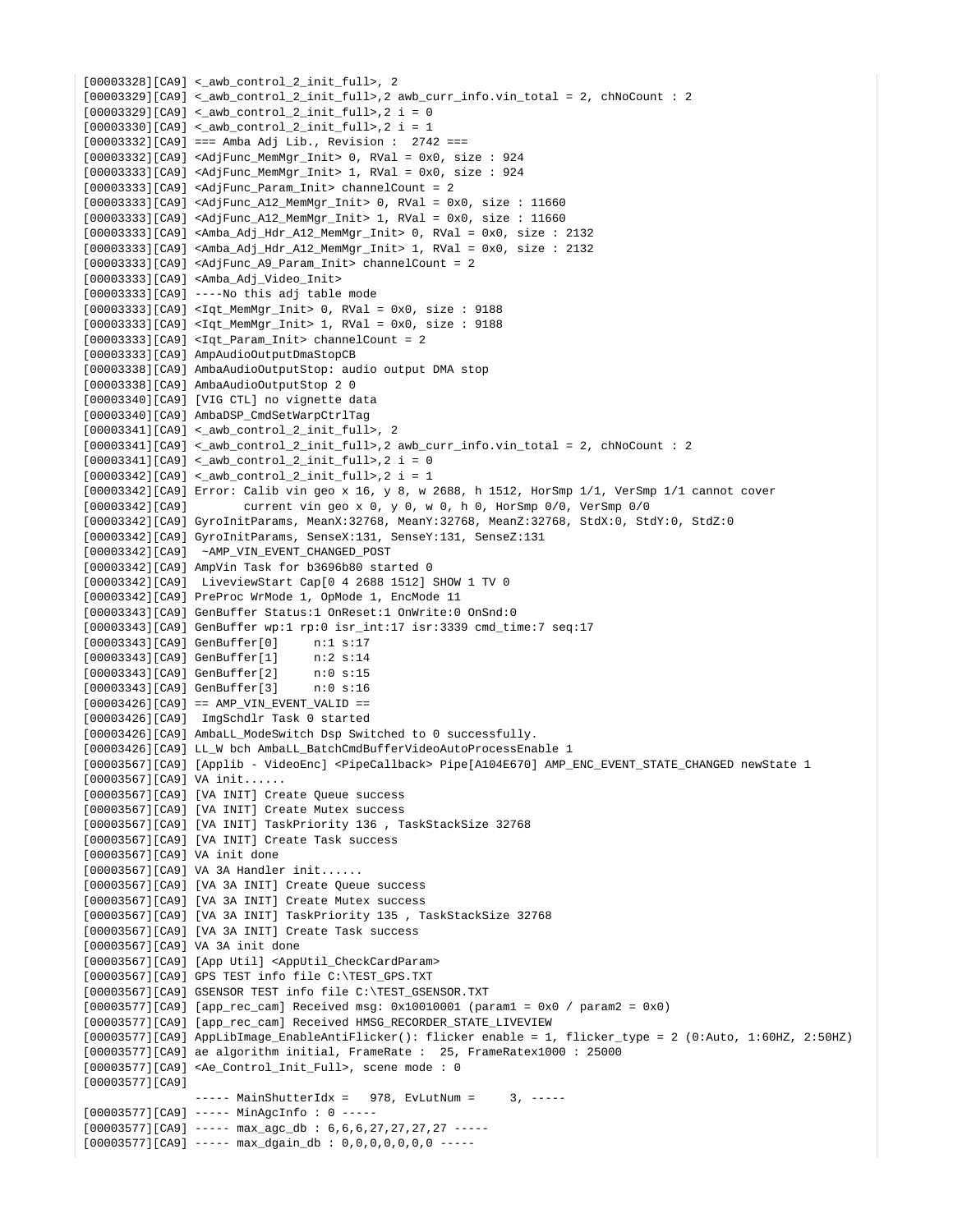```
[00003328][CA9] <_awb_control_2_init_full>, 2
[00003329][CA9] <_awb_control_2_init_full>,2 awb_curr_info.vin_total = 2, chNoCount : 2
[00003329][CA9] <_awb_control_2_init_full>,2 i = 0
[00003330][CA9] <_awb_control_2_init_full>,2 i = 1
[00003332][CA9] === Amba Adj Lib., Revision :  2742 ===
[00003332][CA9] <AdjFunc_MemMgr_Init> 0, RVal = 0x0, size : 924
[00003333][CA9] <AdjFunc_MemMgr_Init> 1, RVal = 0x0, size : 924
[00003333][CA9] <AdjFunc_Param_Init> channelCount = 2
[00003333][CA9] <AdjFunc_A12_MemMgr_Init> 0, RVal = 0x0, size : 11660
[00003333][CA9] <AdjFunc_A12_MemMgr_Init> 1, RVal = 0x0, size : 11660
[00003333][CA9] <Amba_Adj_Hdr_A12_MemMgr_Init> 0, RVal = 0x0, size : 2132
[00003333][CA9] <Amba_Adj_Hdr_A12_MemMgr_Init> 1, RVal = 0x0, size : 2132
[00003333][CA9] <AdjFunc_A9_Param_Init> channelCount = 2
[00003333][CA9] <Amba_Adj_Video_Init>
[00003333][CA9] ----No this adj table mode
[00003333][CA9] <Iqt_MemMgr_Init> 0, RVal = 0x0, size : 9188
[00003333][CA9] <Iqt_MemMgr_Init> 1, RVal = 0x0, size : 9188
[00003333][CA9] <Iqt_Param_Init> channelCount = 2
[00003333][CA9] AmpAudioOutputDmaStopCB
[00003338][CA9] AmbaAudioOutputStop: audio output DMA stop
[00003338][CA9] AmbaAudioOutputStop 2 0
[00003340][CA9] [VIG CTL] no vignette data
[00003340][CA9] AmbaDSP_CmdSetWarpCtrlTag
[00003341][CA9] <_awb_control_2_init_full>, 2
[00003341][CA9] <_awb_control_2_init_full>,2 awb_curr_info.vin_total = 2, chNoCount : 2
[00003341][CA9] <_awb_control_2_init_full>,2 i = 0
[00003342][CA9] <_awb_control_2_init_full>,2 i = 1
[00003342][CA9] Error: Calib vin geo x 16, y 8, w 2688, h 1512, HorSmp 1/1, VerSmp 1/1 cannot cover
[00003342][CA9]        current vin geo x 0, y 0, w 0, h 0, HorSmp 0/0, VerSmp 0/0
[00003342][CA9] GyroInitParams, MeanX:32768, MeanY:32768, MeanZ:32768, StdX:0, StdY:0, StdZ:0
[00003342][CA9] GyroInitParams, SenseX:131, SenseY:131, SenseZ:131
[00003342][CA9]  ~AMP_VIN_EVENT_CHANGED_POST
[00003342][CA9] AmpVin Task for b3696b80 started 0
[00003342][CA9]  LiveviewStart Cap[0 4 2688 1512] SHOW 1 TV 0
[00003342][CA9] PreProc WrMode 1, OpMode 1, EncMode 11
[00003343][CA9] GenBuffer Status:1 OnReset:1 OnWrite:0 OnSnd:0
[00003343][CA9] GenBuffer wp:1 rp:0 isr_int:17 isr:3339 cmd_time:7 seq:17
[00003343][CA9] GenBuffer[0]     n:1 s:17
[00003343][CA9] GenBuffer[1]     n:2 s:14
[00003343][CA9] GenBuffer[2]     n:0 s:15
[00003343][CA9] GenBuffer[3]     n:0 s:16
[00003426][CA9] == AMP_VIN_EVENT_VALID ==
[00003426][CA9]  ImgSchdlr Task 0 started
[00003426][CA9] AmbaLL_ModeSwitch Dsp Switched to 0 successfully.
[00003426][CA9] LL_W bch AmbaLL_BatchCmdBufferVideoAutoProcessEnable 1
[00003567][CA9] [Applib - VideoEnc] <PipeCallback> Pipe[A104E670] AMP_ENC_EVENT_STATE_CHANGED newState 1
[00003567][CA9] VA init......
[00003567][CA9] [VA INIT] Create Queue success
[00003567][CA9] [VA INIT] Create Mutex success
[00003567][CA9] [VA INIT] TaskPriority 136 , TaskStackSize 32768
[00003567][CA9] [VA INIT] Create Task success
[00003567][CA9] VA init done
[00003567][CA9] VA 3A Handler init......
[00003567][CA9] [VA 3A INIT] Create Queue success
[00003567][CA9] [VA 3A INIT] Create Mutex success
[00003567][CA9] [VA 3A INIT] TaskPriority 135 , TaskStackSize 32768
[00003567][CA9] [VA 3A INIT] Create Task success
[00003567][CA9] VA 3A init done
[00003567][CA9] [App Util] <AppUtil_CheckCardParam>
[00003567][CA9] GPS TEST info file C:\TEST_GPS.TXT
[00003567][CA9] GSENSOR TEST info file C:\TEST_GSENSOR.TXT
[00003577][CA9] [app_rec_cam] Received msg: 0x10010001 (param1 = 0x0 / param2 = 0x0)
[00003577][CA9] [app_rec_cam] Received HMSG_RECORDER_STATE_LIVEVIEW
[00003577][CA9] AppLibImage_EnableAntiFlicker(): flicker enable = 1, flicker_type = 2 (0:Auto, 1:60HZ, 2:50HZ)
[00003577][CA9] ae algorithm initial, FrameRate :  25, FrameRatex1000 : 25000
[00003577][CA9] <Ae_Control_Init_Full>, scene mode : 0
[00003577][CA9]
                ----- MainShutterIdx =   978, EvLutNum =     3, -----
[00003577][CA9] ----- MinAgcInfo : 0 -----
[00003577][CA9] ----- max_agc_db : 6,6,6,27,27,27,27 -----
[00003577][CA9] ----- max_dgain_db : 0,0,0,0,0,0,0 -----
```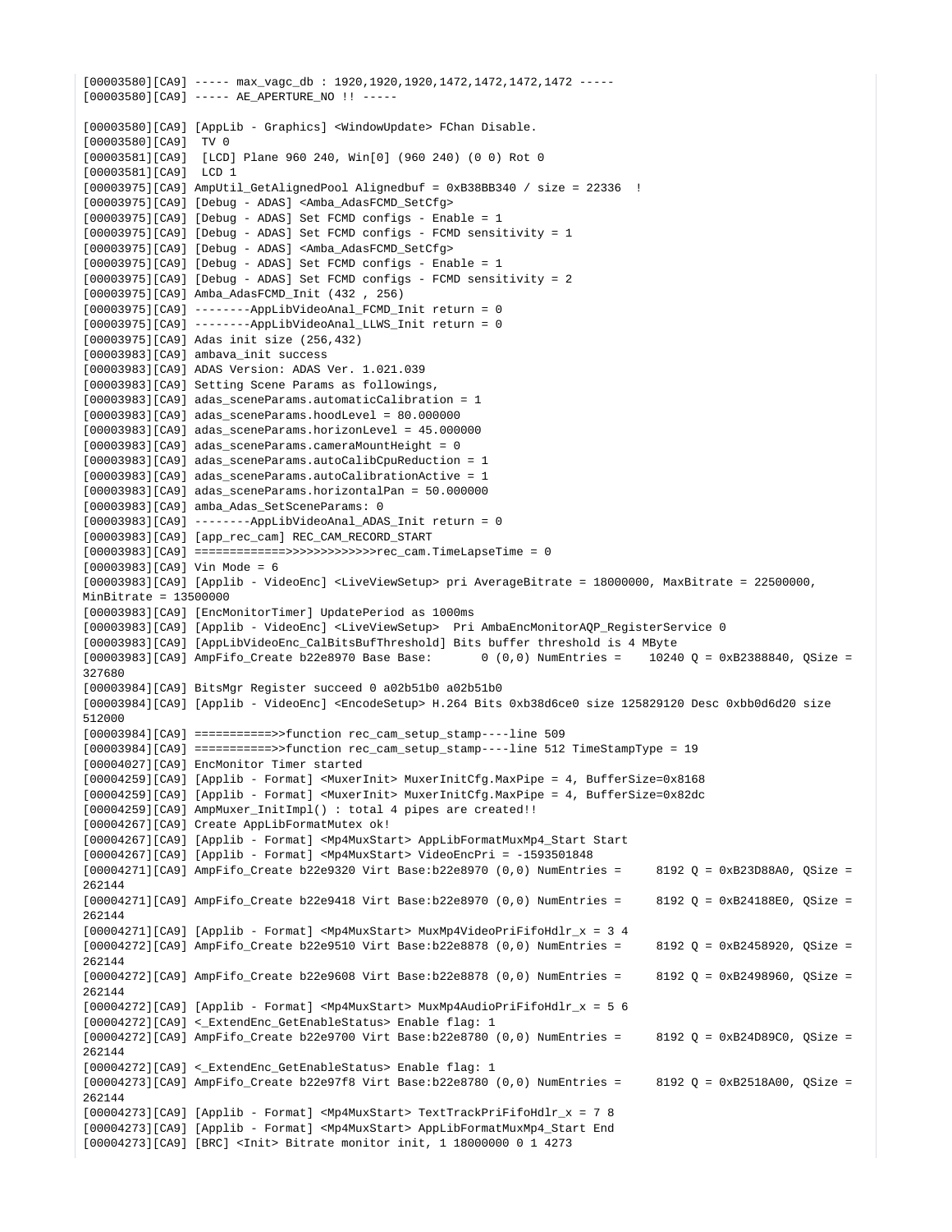```
[00003580][CA9] ----- max_vagc_db : 1920,1920,1920,1472,1472,1472,1472 -----
[00003580][CA9] ----- AE_APERTURE_NO !! -----

[00003580][CA9] [AppLib - Graphics] <WindowUpdate> FChan Disable.
[00003580][CA9]  TV 0
[00003581][CA9]  [LCD] Plane 960 240, Win[0] (960 240) (0 0) Rot 0
[00003581][CA9]  LCD 1
[00003975][CA9] AmpUtil_GetAlignedPool Alignedbuf = 0xB38BB340 / size = 22336  !
[00003975][CA9] [Debug - ADAS] <Amba_AdasFCMD_SetCfg>
[00003975][CA9] [Debug - ADAS] Set FCMD configs - Enable = 1
[00003975][CA9] [Debug - ADAS] Set FCMD configs - FCMD sensitivity = 1
[00003975][CA9] [Debug - ADAS] <Amba_AdasFCMD_SetCfg>
[00003975][CA9] [Debug - ADAS] Set FCMD configs - Enable = 1
[00003975][CA9] [Debug - ADAS] Set FCMD configs - FCMD sensitivity = 2
[00003975][CA9] Amba_AdasFCMD_Init (432 , 256)
[00003975][CA9] --------AppLibVideoAnal_FCMD_Init return = 0
[00003975][CA9] --------AppLibVideoAnal_LLWS_Init return = 0
[00003975][CA9] Adas init size (256,432)
[00003983][CA9] ambava_init success
[00003983][CA9] ADAS Version: ADAS Ver. 1.021.039
[00003983][CA9] Setting Scene Params as followings,
[00003983][CA9] adas_sceneParams.automaticCalibration = 1
[00003983][CA9] adas_sceneParams.hoodLevel = 80.000000
[00003983][CA9] adas_sceneParams.horizonLevel = 45.000000
[00003983][CA9] adas_sceneParams.cameraMountHeight = 0
[00003983][CA9] adas_sceneParams.autoCalibCpuReduction = 1
[00003983][CA9] adas_sceneParams.autoCalibrationActive = 1
[00003983][CA9] adas_sceneParams.horizontalPan = 50.000000
[00003983][CA9] amba_Adas_SetSceneParams: 0
[00003983][CA9] --------AppLibVideoAnal_ADAS_Init return = 0
[00003983][CA9] [app_rec_cam] REC_CAM_RECORD_START
[00003983][CA9] ============>>>>>>>>>>>>>rec_cam.TimeLapseTime = 0
[00003983][CA9] Vin Mode = 6
[00003983][CA9] [Applib - VideoEnc] <LiveViewSetup> pri AverageBitrate = 18000000, MaxBitrate = 22500000,
MinBitrate = 13500000
[00003983][CA9] [EncMonitorTimer] UpdatePeriod as 1000ms
[00003983][CA9] [Applib - VideoEnc] <LiveViewSetup>  Pri AmbaEncMonitorAQP_RegisterService 0
[00003983][CA9] [AppLibVideoEnc_CalBitsBufThreshold] Bits buffer threshold is 4 MByte
[00003983][CA9] AmpFifo_Create b22e8970 Base Base:       0 (0,0) NumEntries =    10240 Q = 0xB2388840, QSize =
327680
[00003984][CA9] BitsMgr Register succeed 0 a02b51b0 a02b51b0
[00003984][CA9] [Applib - VideoEnc] <EncodeSetup> H.264 Bits 0xb38d6ce0 size 125829120 Desc 0xbb0d6d20 size
512000
[00003984][CA9] ===========>>function rec_cam_setup_stamp----line 509
[00003984][CA9] ===========>>function rec_cam_setup_stamp----line 512 TimeStampType = 19
[00004027][CA9] EncMonitor Timer started
[00004259][CA9] [Applib - Format] <MuxerInit> MuxerInitCfg.MaxPipe = 4, BufferSize=0x8168
[00004259][CA9] [Applib - Format] <MuxerInit> MuxerInitCfg.MaxPipe = 4, BufferSize=0x82dc
[00004259][CA9] AmpMuxer_InitImpl() : total 4 pipes are created!!
[00004267][CA9] Create AppLibFormatMutex ok!
[00004267][CA9] [Applib - Format] <Mp4MuxStart> AppLibFormatMuxMp4_Start Start
[00004267][CA9] [Applib - Format] <Mp4MuxStart> VideoEncPri = -1593501848
[00004271][CA9] AmpFifo_Create b22e9320 Virt Base:b22e8970 (0,0) NumEntries =     8192 Q = 0xB23D88A0, QSize =
262144
[00004271][CA9] AmpFifo_Create b22e9418 Virt Base:b22e8970 (0,0) NumEntries =     8192 Q = 0xB24188E0, QSize =
262144
[00004271][CA9] [Applib - Format] <Mp4MuxStart> MuxMp4VideoPriFifoHdlr_x = 3 4
[00004272][CA9] AmpFifo_Create b22e9510 Virt Base:b22e8878 (0,0) NumEntries =     8192 Q = 0xB2458920, QSize =
262144
[00004272][CA9] AmpFifo_Create b22e9608 Virt Base:b22e8878 (0,0) NumEntries =     8192 Q = 0xB2498960, QSize =
262144
[00004272][CA9] [Applib - Format] <Mp4MuxStart> MuxMp4AudioPriFifoHdlr_x = 5 6
[00004272][CA9] <_ExtendEnc_GetEnableStatus> Enable flag: 1
[00004272][CA9] AmpFifo_Create b22e9700 Virt Base:b22e8780 (0,0) NumEntries =     8192 Q = 0xB24D89C0, QSize =
262144
[00004272][CA9] <_ExtendEnc_GetEnableStatus> Enable flag: 1
[00004273][CA9] AmpFifo_Create b22e97f8 Virt Base:b22e8780 (0,0) NumEntries =     8192 Q = 0xB2518A00, QSize =
262144
[00004273][CA9] [Applib - Format] <Mp4MuxStart> TextTrackPriFifoHdlr_x = 7 8
[00004273][CA9] [Applib - Format] <Mp4MuxStart> AppLibFormatMuxMp4_Start End
[00004273][CA9] [BRC] <Init> Bitrate monitor init, 1 18000000 0 1 4273
```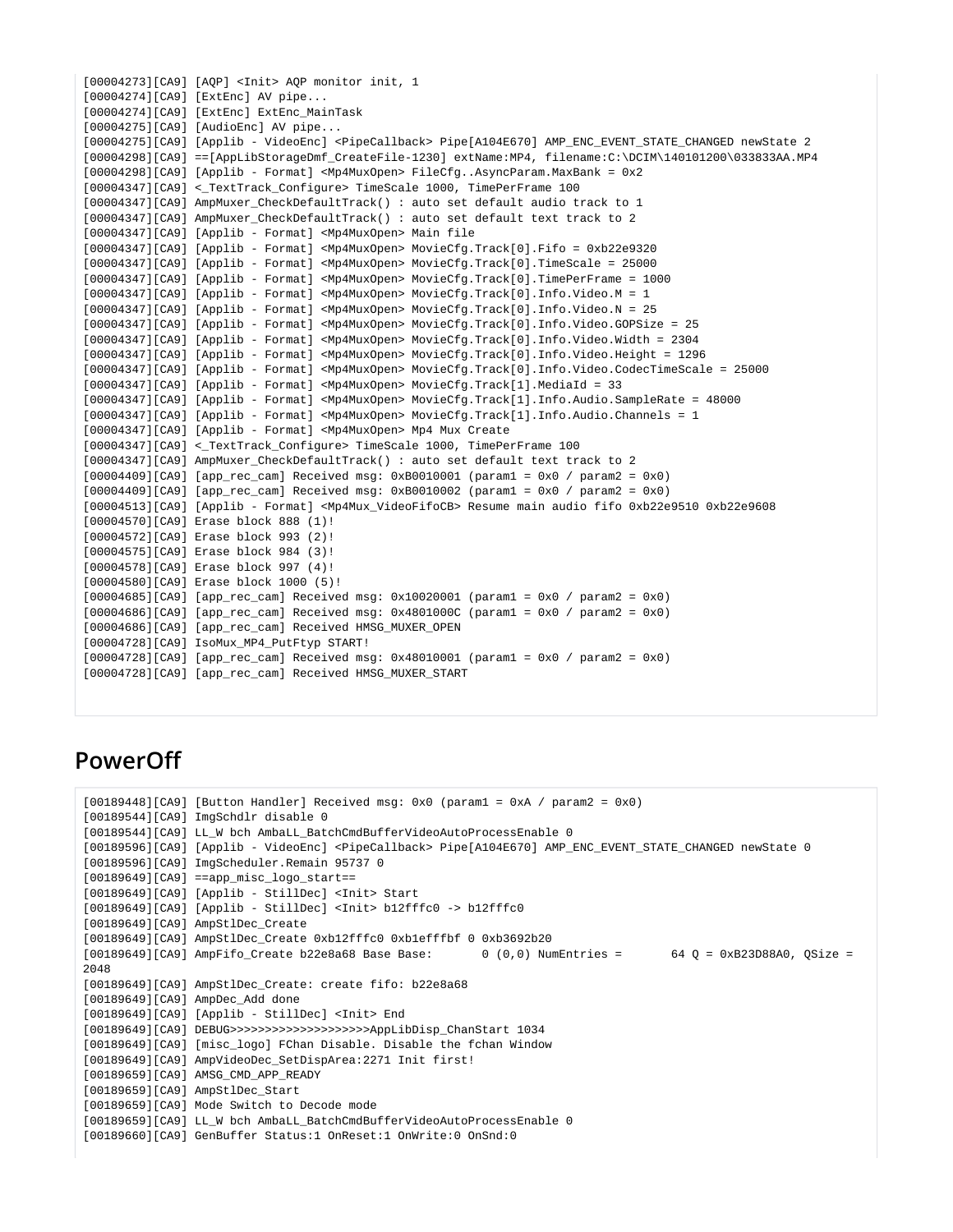```
[00004273][CA9] [AQP] <Init> AQP monitor init, 1
[00004274][CA9] [ExtEnc] AV pipe...
[00004274][CA9] [ExtEnc] ExtEnc_MainTask
[00004275][CA9] [AudioEnc] AV pipe...
[00004275][CA9] [Applib - VideoEnc] <PipeCallback> Pipe[A104E670] AMP_ENC_EVENT_STATE_CHANGED newState 2
[00004298][CA9] ==[AppLibStorageDmf_CreateFile-1230] extName:MP4, filename:C:\DCIM\140101200\033833AA.MP4
[00004298][CA9] [Applib - Format] <Mp4MuxOpen> FileCfg..AsyncParam.MaxBank = 0x2
[00004347][CA9] <_TextTrack_Configure> TimeScale 1000, TimePerFrame 100
[00004347][CA9] AmpMuxer_CheckDefaultTrack() : auto set default audio track to 1
[00004347][CA9] AmpMuxer_CheckDefaultTrack() : auto set default text track to 2
[00004347][CA9] [Applib - Format] <Mp4MuxOpen> Main file
[00004347][CA9] [Applib - Format] <Mp4MuxOpen> MovieCfg.Track[0].Fifo = 0xb22e9320
[00004347][CA9] [Applib - Format] <Mp4MuxOpen> MovieCfg.Track[0].TimeScale = 25000
[00004347][CA9] [Applib - Format] <Mp4MuxOpen> MovieCfg.Track[0].TimePerFrame = 1000
[00004347][CA9] [Applib - Format] <Mp4MuxOpen> MovieCfg.Track[0].Info.Video.M = 1
[00004347][CA9] [Applib - Format] <Mp4MuxOpen> MovieCfg.Track[0].Info.Video.N = 25
[00004347][CA9] [Applib - Format] <Mp4MuxOpen> MovieCfg.Track[0].Info.Video.GOPSize = 25
[00004347][CA9] [Applib - Format] <Mp4MuxOpen> MovieCfg.Track[0].Info.Video.Width = 2304
[00004347][CA9] [Applib - Format] <Mp4MuxOpen> MovieCfg.Track[0].Info.Video.Height = 1296
[00004347][CA9] [Applib - Format] <Mp4MuxOpen> MovieCfg.Track[0].Info.Video.CodecTimeScale = 25000
[00004347][CA9] [Applib - Format] <Mp4MuxOpen> MovieCfg.Track[1].MediaId = 33
[00004347][CA9] [Applib - Format] <Mp4MuxOpen> MovieCfg.Track[1].Info.Audio.SampleRate = 48000
[00004347][CA9] [Applib - Format] <Mp4MuxOpen> MovieCfg.Track[1].Info.Audio.Channels = 1
[00004347][CA9] [Applib - Format] <Mp4MuxOpen> Mp4 Mux Create
[00004347][CA9] <_TextTrack_Configure> TimeScale 1000, TimePerFrame 100
[00004347][CA9] AmpMuxer_CheckDefaultTrack() : auto set default text track to 2
[00004409][CA9] [app_rec_cam] Received msg: 0xB0010001 (param1 = 0x0 / param2 = 0x0)
[00004409][CA9] [app_rec_cam] Received msg: 0xB0010002 (param1 = 0x0 / param2 = 0x0)
[00004513][CA9] [Applib - Format] <Mp4Mux_VideoFifoCB> Resume main audio fifo 0xb22e9510 0xb22e9608
[00004570][CA9] Erase block 888 (1)!
[00004572][CA9] Erase block 993 (2)!
[00004575][CA9] Erase block 984 (3)!
[00004578][CA9] Erase block 997 (4)!
[00004580][CA9] Erase block 1000 (5)!
[00004685][CA9] [app_rec_cam] Received msg: 0x10020001 (param1 = 0x0 / param2 = 0x0)
[00004686][CA9] [app_rec_cam] Received msg: 0x4801000C (param1 = 0x0 / param2 = 0x0)
[00004686][CA9] [app_rec_cam] Received HMSG_MUXER_OPEN
[00004728][CA9] IsoMux_MP4_PutFtyp START!
[00004728][CA9] [app_rec_cam] Received msg: 0x48010001 (param1 = 0x0 / param2 = 0x0)
[00004728][CA9] [app_rec_cam] Received HMSG_MUXER_START
```

## PowerOff

```
[00189448][CA9] [Button Handler] Received msg: 0x0 (param1 = 0xA / param2 = 0x0)
[00189544][CA9] ImgSchdlr disable 0
[00189544][CA9] LL_W bch AmbaLL_BatchCmdBufferVideoAutoProcessEnable 0
[00189596][CA9] [Applib - VideoEnc] <PipeCallback> Pipe[A104E670] AMP_ENC_EVENT_STATE_CHANGED newState 0
[00189596][CA9] ImgScheduler.Remain 95737 0
[00189649][CA9] ==app_misc_logo_start==
[00189649][CA9] [Applib - StillDec] <Init> Start
[00189649][CA9] [Applib - StillDec] <Init> b12fffc0 -> b12fffc0
[00189649][CA9] AmpStlDec_Create
[00189649][CA9] AmpStlDec_Create 0xb12fffc0 0xb1efffbf 0 0xb3692b20
[00189649][CA9] AmpFifo_Create b22e8a68 Base Base:       0 (0,0) NumEntries =       64 Q = 0xB23D88A0, QSize =
2048
[00189649][CA9] AmpStlDec_Create: create fifo: b22e8a68
[00189649][CA9] AmpDec_Add done
[00189649][CA9] [Applib - StillDec] <Init> End
[00189649][CA9] DEBUG>>>>>>>>>>>>>>>>>>>AppLibDisp_ChanStart 1034
[00189649][CA9] [misc_logo] FChan Disable. Disable the fchan Window
[00189649][CA9] AmpVideoDec_SetDispArea:2271 Init first!
[00189659][CA9] AMSG_CMD_APP_READY
[00189659][CA9] AmpStlDec_Start
[00189659][CA9] Mode Switch to Decode mode
[00189659][CA9] LL_W bch AmbaLL_BatchCmdBufferVideoAutoProcessEnable 0
[00189660][CA9] GenBuffer Status:1 OnReset:1 OnWrite:0 OnSnd:0
```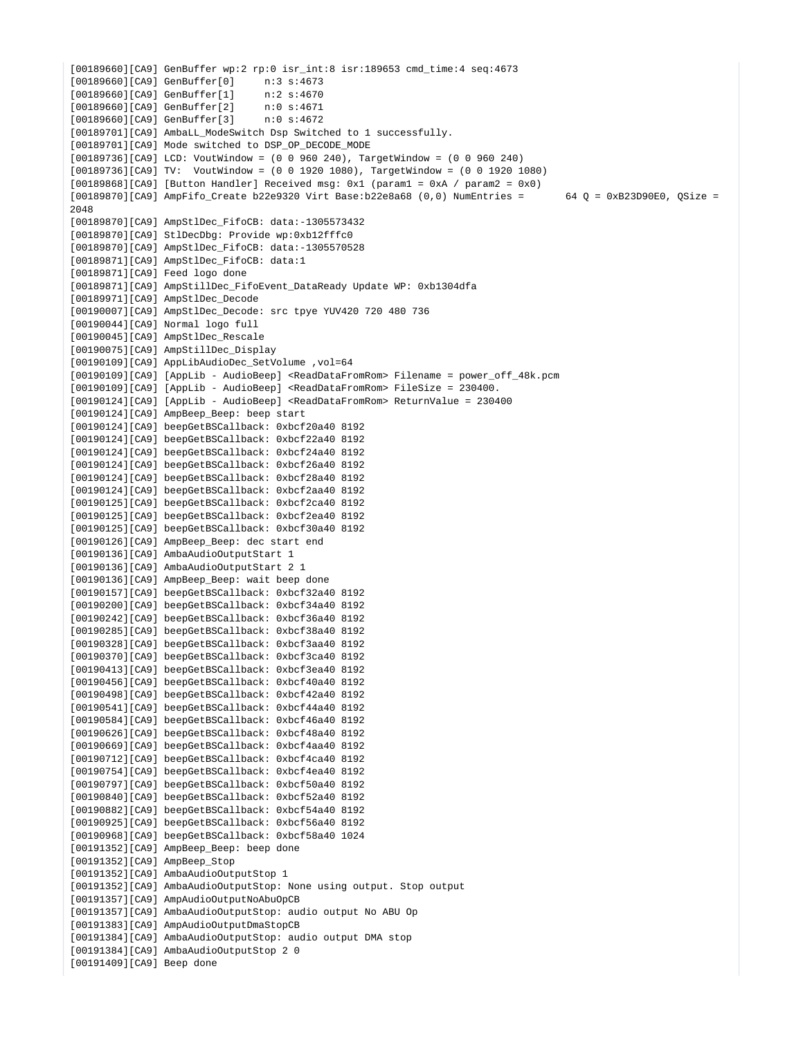```
[00189660][CA9] GenBuffer wp:2 rp:0 isr_int:8 isr:189653 cmd_time:4 seq:4673
[00189660][CA9] GenBuffer[0]     n:3 s:4673
[00189660][CA9] GenBuffer[1]     n:2 s:4670
[00189660][CA9] GenBuffer[2]     n:0 s:4671
[00189660][CA9] GenBuffer[3]     n:0 s:4672
[00189701][CA9] AmbaLL_ModeSwitch Dsp Switched to 1 successfully.
[00189701][CA9] Mode switched to DSP_OP_DECODE_MODE
[00189736][CA9] LCD: VoutWindow = (0 0 960 240), TargetWindow = (0 0 960 240)
[00189736][CA9] TV:  VoutWindow = (0 0 1920 1080), TargetWindow = (0 0 1920 1080)
[00189868][CA9] [Button Handler] Received msg: 0x1 (param1 = 0xA / param2 = 0x0)
[00189870][CA9] AmpFifo_Create b22e9320 Virt Base:b22e8a68 (0,0) NumEntries =       64 Q = 0xB23D90E0, QSize =
2048
[00189870][CA9] AmpStlDec_FifoCB: data:-1305573432
[00189870][CA9] StlDecDbg: Provide wp:0xb12fffc0
[00189870][CA9] AmpStlDec_FifoCB: data:-1305570528
[00189871][CA9] AmpStlDec_FifoCB: data:1
[00189871][CA9] Feed logo done
[00189871][CA9] AmpStillDec_FifoEvent_DataReady Update WP: 0xb1304dfa
[00189971][CA9] AmpStlDec_Decode
[00190007][CA9] AmpStlDec_Decode: src tpye YUV420 720 480 736
[00190044][CA9] Normal logo full
[00190045][CA9] AmpStlDec_Rescale
[00190075][CA9] AmpStillDec_Display
[00190109][CA9] AppLibAudioDec_SetVolume ,vol=64
[00190109][CA9] [AppLib - AudioBeep] <ReadDataFromRom> Filename = power_off_48k.pcm
[00190109][CA9] [AppLib - AudioBeep] <ReadDataFromRom> FileSize = 230400.
[00190124][CA9] [AppLib - AudioBeep] <ReadDataFromRom> ReturnValue = 230400
[00190124][CA9] AmpBeep_Beep: beep start
[00190124][CA9] beepGetBSCallback: 0xbcf20a40 8192
[00190124][CA9] beepGetBSCallback: 0xbcf22a40 8192
[00190124][CA9] beepGetBSCallback: 0xbcf24a40 8192
[00190124][CA9] beepGetBSCallback: 0xbcf26a40 8192
[00190124][CA9] beepGetBSCallback: 0xbcf28a40 8192
[00190124][CA9] beepGetBSCallback: 0xbcf2aa40 8192
[00190125][CA9] beepGetBSCallback: 0xbcf2ca40 8192
[00190125][CA9] beepGetBSCallback: 0xbcf2ea40 8192
[00190125][CA9] beepGetBSCallback: 0xbcf30a40 8192
[00190126][CA9] AmpBeep_Beep: dec start end
[00190136][CA9] AmbaAudioOutputStart 1
[00190136][CA9] AmbaAudioOutputStart 2 1
[00190136][CA9] AmpBeep_Beep: wait beep done
[00190157][CA9] beepGetBSCallback: 0xbcf32a40 8192
[00190200][CA9] beepGetBSCallback: 0xbcf34a40 8192
[00190242][CA9] beepGetBSCallback: 0xbcf36a40 8192
[00190285][CA9] beepGetBSCallback: 0xbcf38a40 8192
[00190328][CA9] beepGetBSCallback: 0xbcf3aa40 8192
[00190370][CA9] beepGetBSCallback: 0xbcf3ca40 8192
[00190413][CA9] beepGetBSCallback: 0xbcf3ea40 8192
[00190456][CA9] beepGetBSCallback: 0xbcf40a40 8192
[00190498][CA9] beepGetBSCallback: 0xbcf42a40 8192
[00190541][CA9] beepGetBSCallback: 0xbcf44a40 8192
[00190584][CA9] beepGetBSCallback: 0xbcf46a40 8192
[00190626][CA9] beepGetBSCallback: 0xbcf48a40 8192
[00190669][CA9] beepGetBSCallback: 0xbcf4aa40 8192
[00190712][CA9] beepGetBSCallback: 0xbcf4ca40 8192
[00190754][CA9] beepGetBSCallback: 0xbcf4ea40 8192
[00190797][CA9] beepGetBSCallback: 0xbcf50a40 8192
[00190840][CA9] beepGetBSCallback: 0xbcf52a40 8192
[00190882][CA9] beepGetBSCallback: 0xbcf54a40 8192
[00190925][CA9] beepGetBSCallback: 0xbcf56a40 8192
[00190968][CA9] beepGetBSCallback: 0xbcf58a40 1024
[00191352][CA9] AmpBeep_Beep: beep done
[00191352][CA9] AmpBeep_Stop
[00191352][CA9] AmbaAudioOutputStop 1
[00191352][CA9] AmbaAudioOutputStop: None using output. Stop output
[00191357][CA9] AmpAudioOutputNoAbuOpCB
[00191357][CA9] AmbaAudioOutputStop: audio output No ABU Op
[00191383][CA9] AmpAudioOutputDmaStopCB
[00191384][CA9] AmbaAudioOutputStop: audio output DMA stop
[00191384][CA9] AmbaAudioOutputStop 2 0
[00191409][CA9] Beep done
```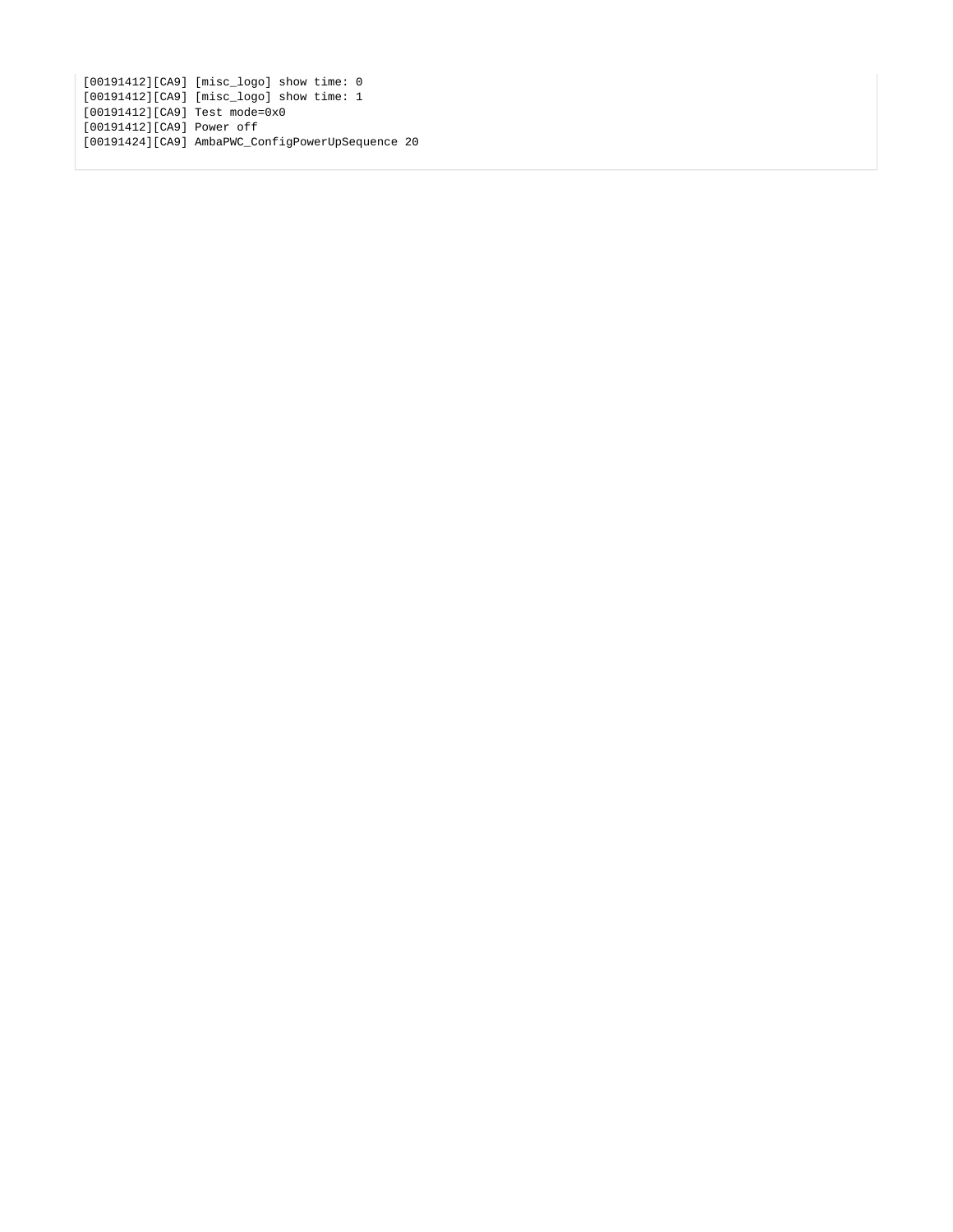```
[00191412][CA9] [misc_logo] show time: 0
[00191412][CA9] [misc_logo] show time: 1
[00191412][CA9] Test mode=0x0
[00191412][CA9] Power off
[00191424][CA9] AmbaPWC_ConfigPowerUpSequence 20
```